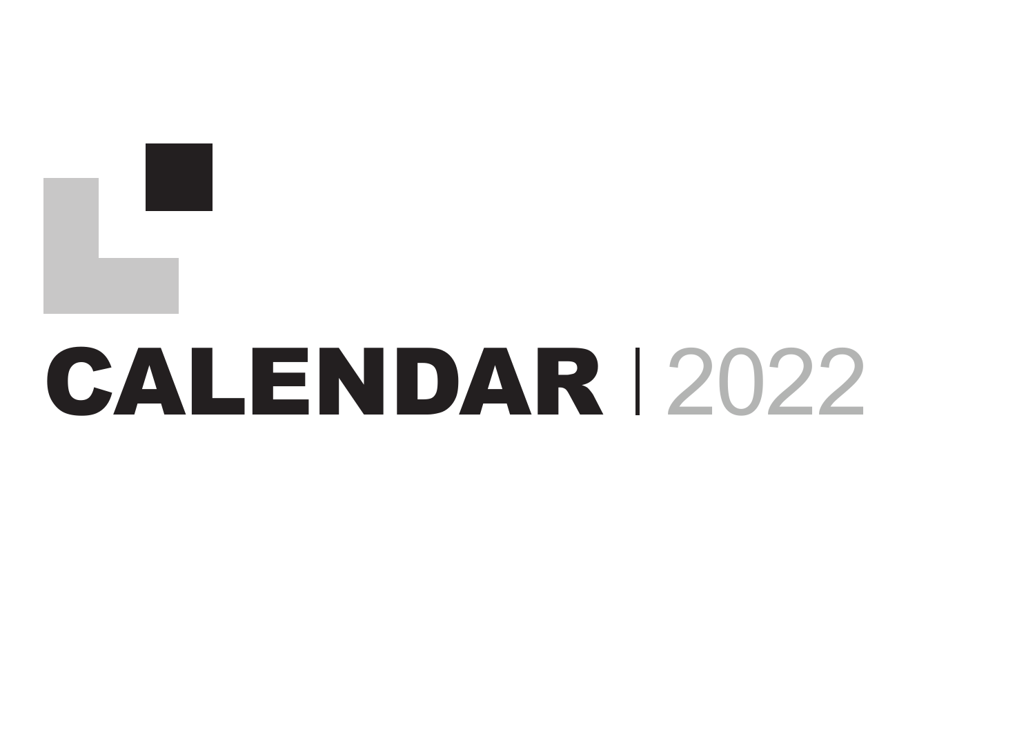# CALENDAR | 2022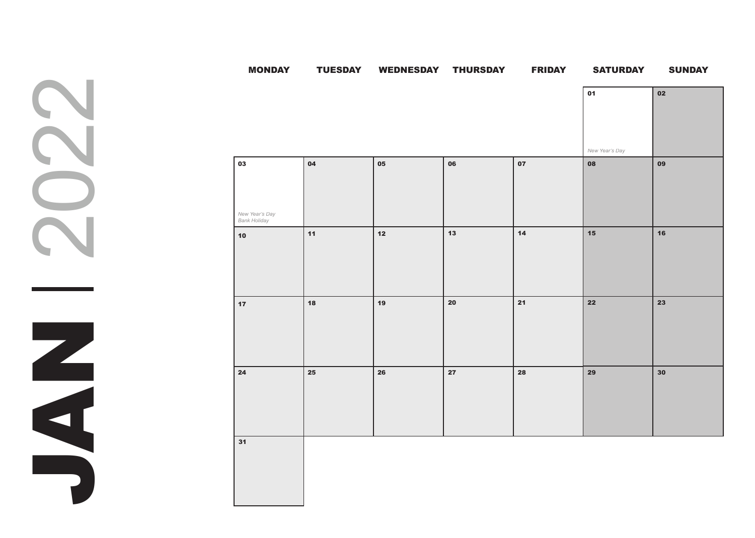# JAN | 2022

| MONDAY | TUESDAY | WEDNESDAY | THURSDAY | FRIDAY | SATURDAY | SUNDAY |
|---|---|---|---|---|---|---|
| | | | | | 01 *New Year's Day* | 02 |
| 03 *New Year's Day Bank Holiday* | 04 | 05 | 06 | 07 | 08 | 09 |
| 10 | 11 | 12 | 13 | 14 | 15 | 16 |
| 17 | 18 | 19 | 20 | 21 | 22 | 23 |
| 24 | 25 | 26 | 27 | 28 | 29 | 30 |
| 31 | | | | | | |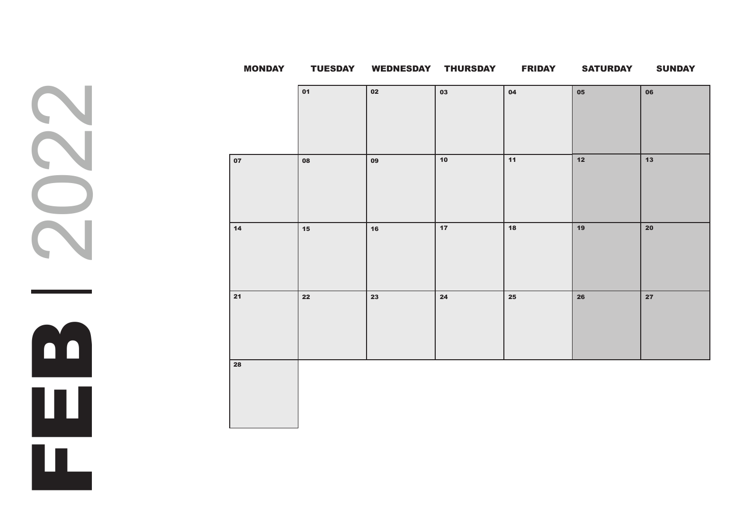# FEB | 2022

| MONDAY | TUESDAY | WEDNESDAY | THURSDAY | FRIDAY | SATURDAY | SUNDAY |
|---|---|---|---|---|---|---|
| | 01 | 02 | 03 | 04 | 05 | 06 |
| 07 | 08 | 09 | 10 | 11 | 12 | 13 |
| 14 | 15 | 16 | 17 | 18 | 19 | 20 |
| 21 | 22 | 23 | 24 | 25 | 26 | 27 |
| 28 | | | | | | |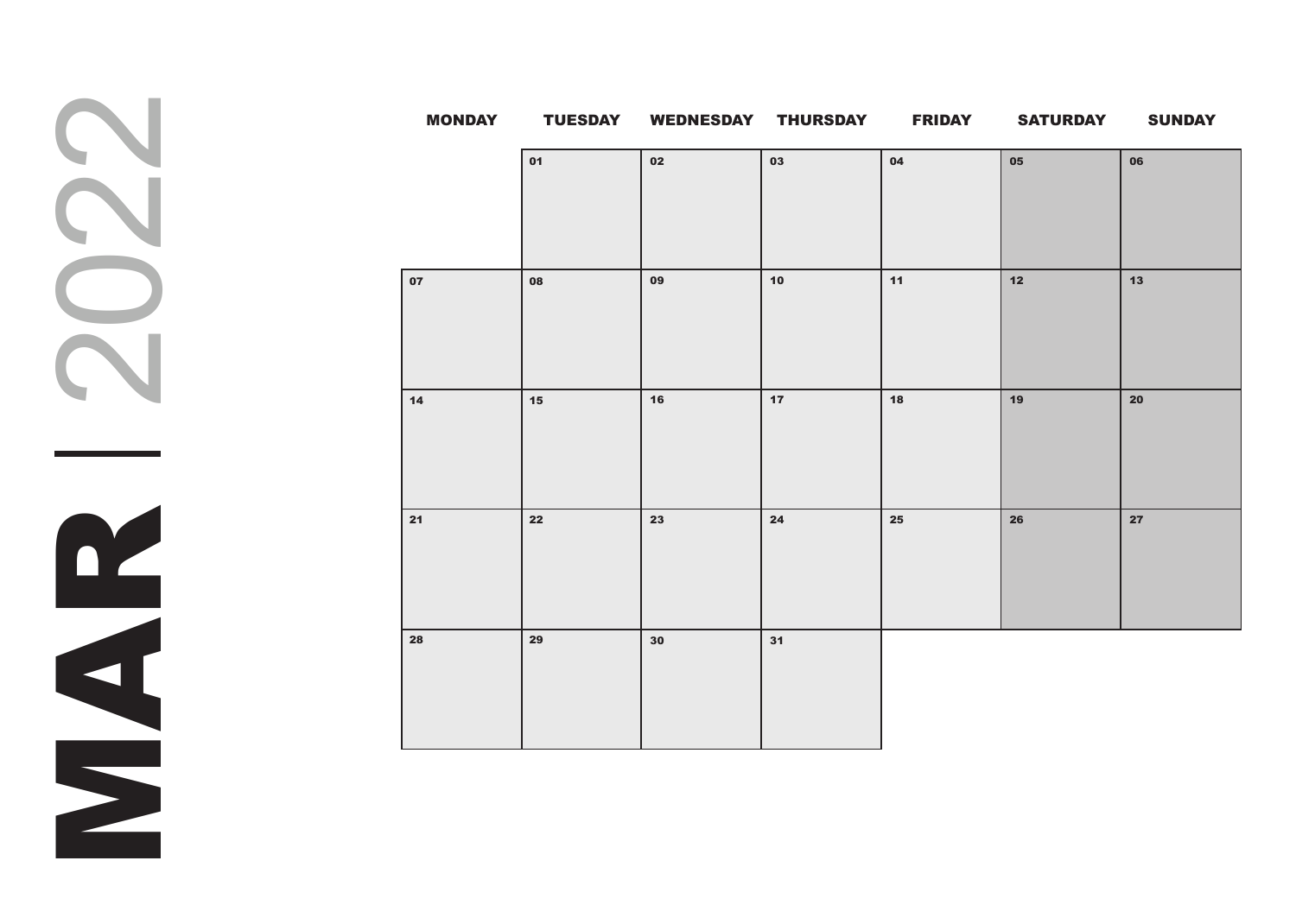# MAR | 2022

| MONDAY | TUESDAY | WEDNESDAY | THURSDAY | FRIDAY | SATURDAY | SUNDAY |
|---|---|---|---|---|---|---|
| | 01 | 02 | 03 | 04 | 05 | 06 |
| 07 | 08 | 09 | 10 | 11 | 12 | 13 |
| 14 | 15 | 16 | 17 | 18 | 19 | 20 |
| 21 | 22 | 23 | 24 | 25 | 26 | 27 |
| 28 | 29 | 30 | 31 | | | |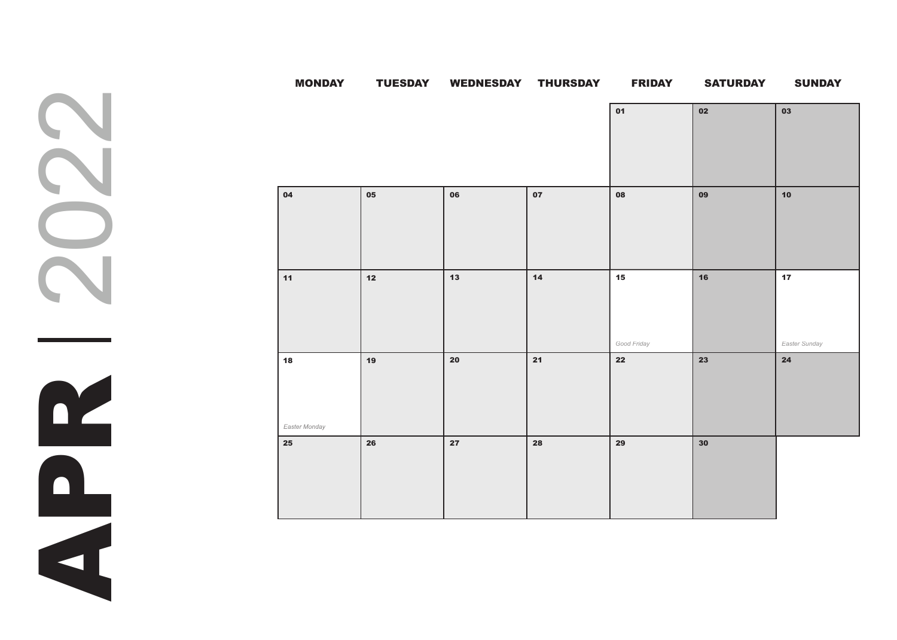# APR | 2022

| MONDAY | TUESDAY | WEDNESDAY | THURSDAY | FRIDAY | SATURDAY | SUNDAY |
|---|---|---|---|---|---|---|
| | | | | 01 | 02 | 03 |
| 04 | 05 | 06 | 07 | 08 | 09 | 10 |
| 11 | 12 | 13 | 14 | 15 *Good Friday* | 16 | 17 *Easter Sunday* |
| 18 *Easter Monday* | 19 | 20 | 21 | 22 | 23 | 24 |
| 25 | 26 | 27 | 28 | 29 | 30 | |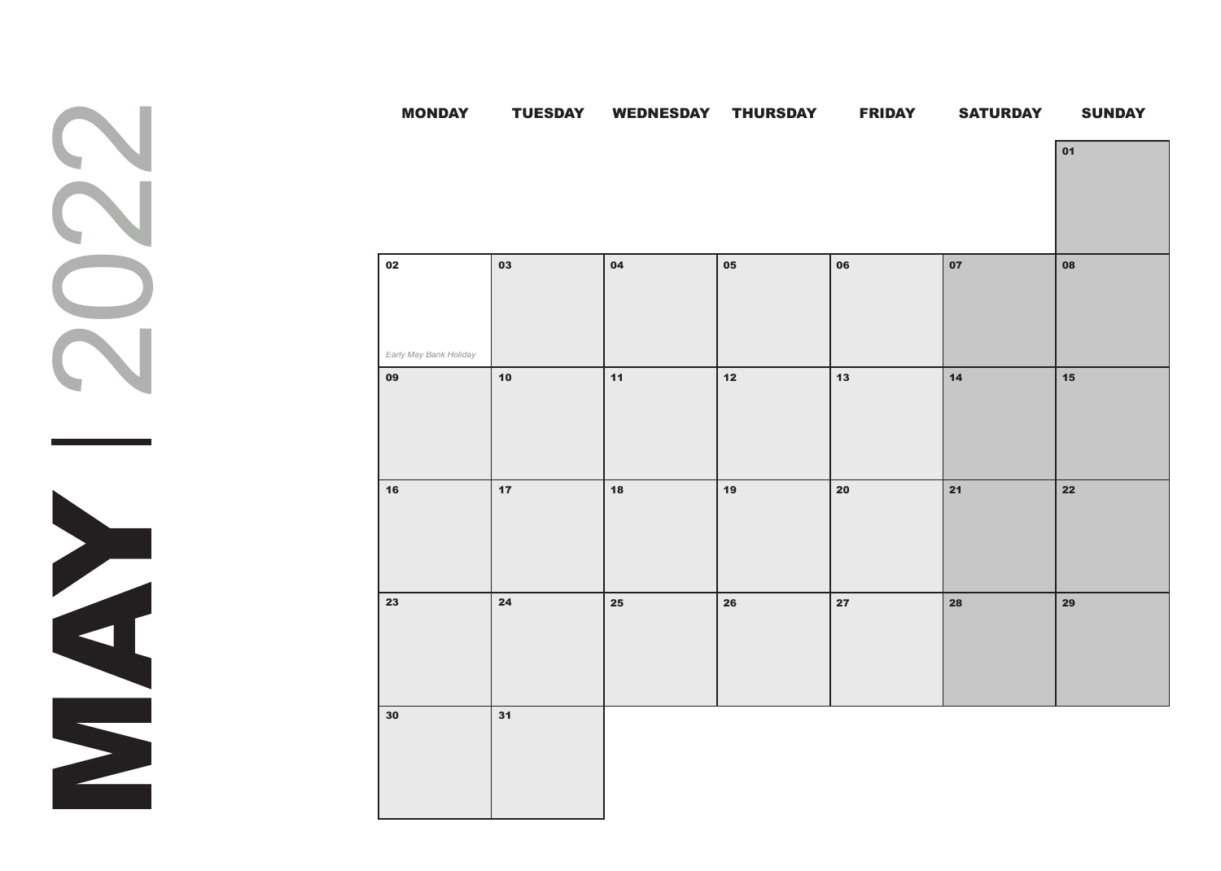# MAY | 2022

| MONDAY | TUESDAY | WEDNESDAY | THURSDAY | FRIDAY | SATURDAY | SUNDAY |
|---|---|---|---|---|---|---|
| | | | | | | 01 |
| 02 *Early May Bank Holiday* | 03 | 04 | 05 | 06 | 07 | 08 |
| 09 | 10 | 11 | 12 | 13 | 14 | 15 |
| 16 | 17 | 18 | 19 | 20 | 21 | 22 |
| 23 | 24 | 25 | 26 | 27 | 28 | 29 |
| 30 | 31 | | | | | |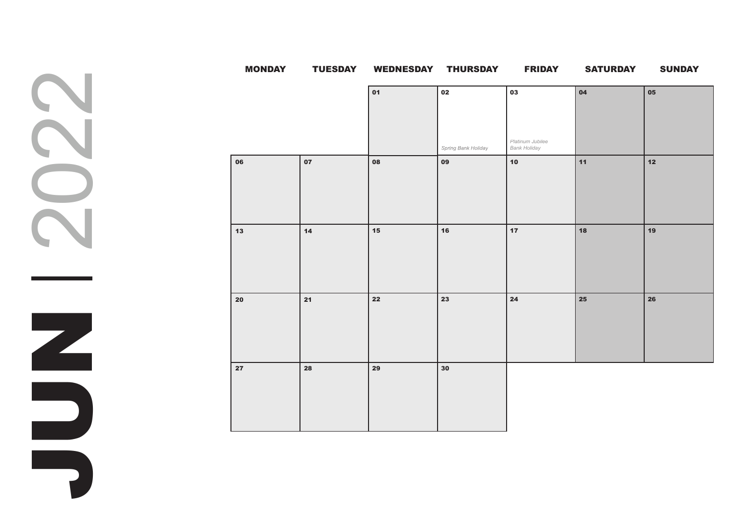# JUN | 2022

| MONDAY | TUESDAY | WEDNESDAY | THURSDAY | FRIDAY | SATURDAY | SUNDAY |
|---|---|---|---|---|---|---|
| | | 01 | 02 *Spring Bank Holiday* | 03 *Platinum Jubilee Bank Holiday* | 04 | 05 |
| 06 | 07 | 08 | 09 | 10 | 11 | 12 |
| 13 | 14 | 15 | 16 | 17 | 18 | 19 |
| 20 | 21 | 22 | 23 | 24 | 25 | 26 |
| 27 | 28 | 29 | 30 | | | |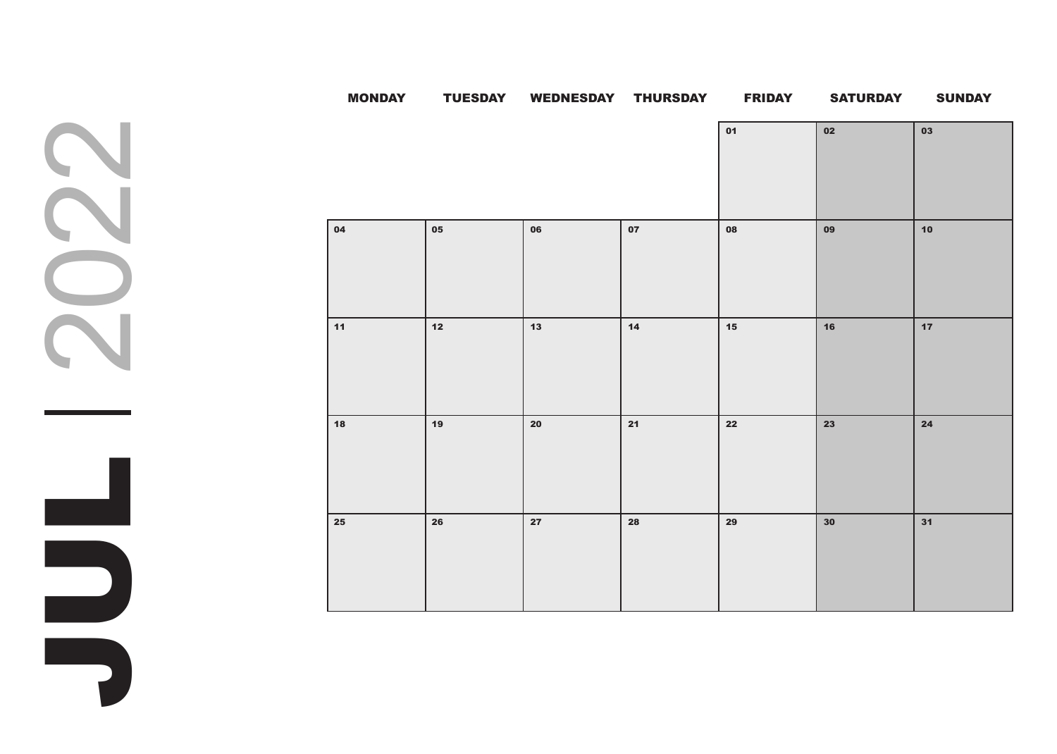# JUL | 2022

| MONDAY | TUESDAY | WEDNESDAY | THURSDAY | FRIDAY | SATURDAY | SUNDAY |
| --- | --- | --- | --- | --- | --- | --- |
| | | | | 01 | 02 | 03 |
| 04 | 05 | 06 | 07 | 08 | 09 | 10 |
| 11 | 12 | 13 | 14 | 15 | 16 | 17 |
| 18 | 19 | 20 | 21 | 22 | 23 | 24 |
| 25 | 26 | 27 | 28 | 29 | 30 | 31 |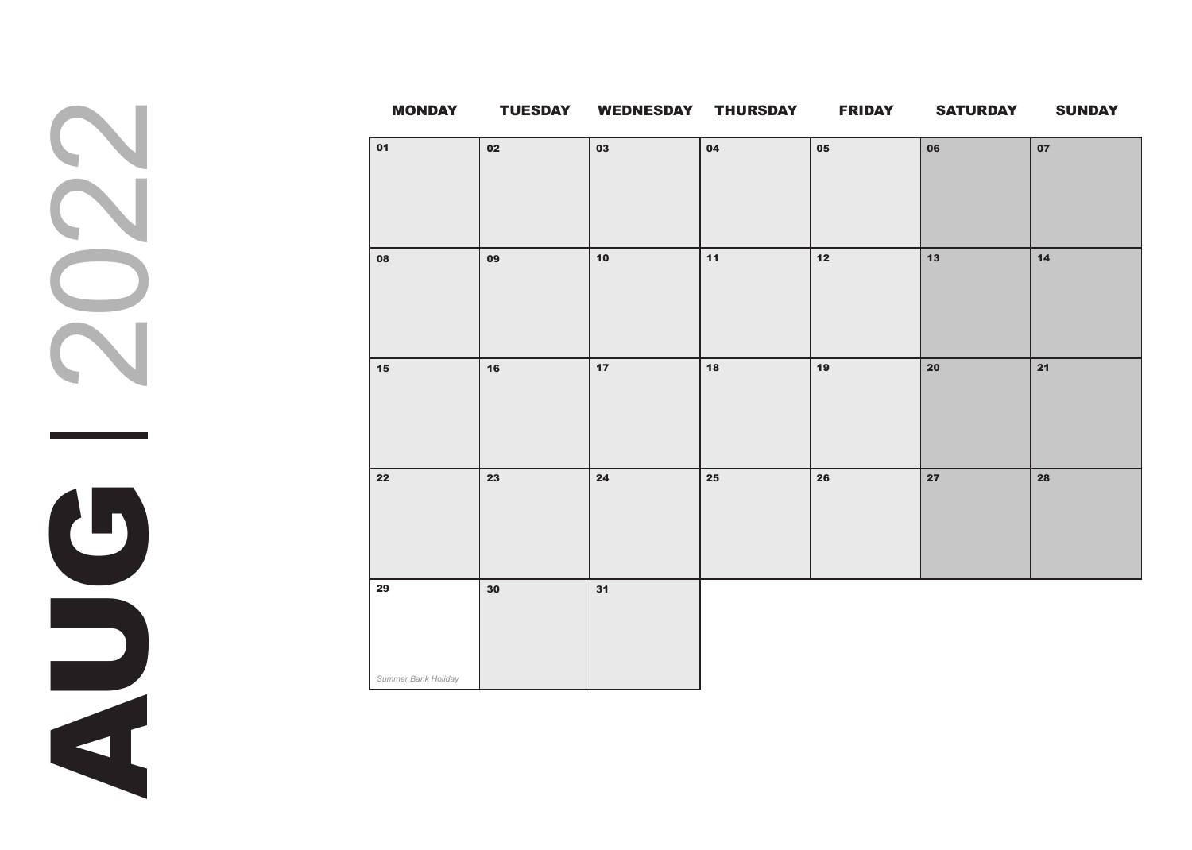# AUG | 2022

| MONDAY | TUESDAY | WEDNESDAY | THURSDAY | FRIDAY | SATURDAY | SUNDAY |
|---|---|---|---|---|---|---|
| 01 | 02 | 03 | 04 | 05 | 06 | 07 |
| 08 | 09 | 10 | 11 | 12 | 13 | 14 |
| 15 | 16 | 17 | 18 | 19 | 20 | 21 |
| 22 | 23 | 24 | 25 | 26 | 27 | 28 |
| 29 *Summer Bank Holiday* | 30 | 31 | | | | |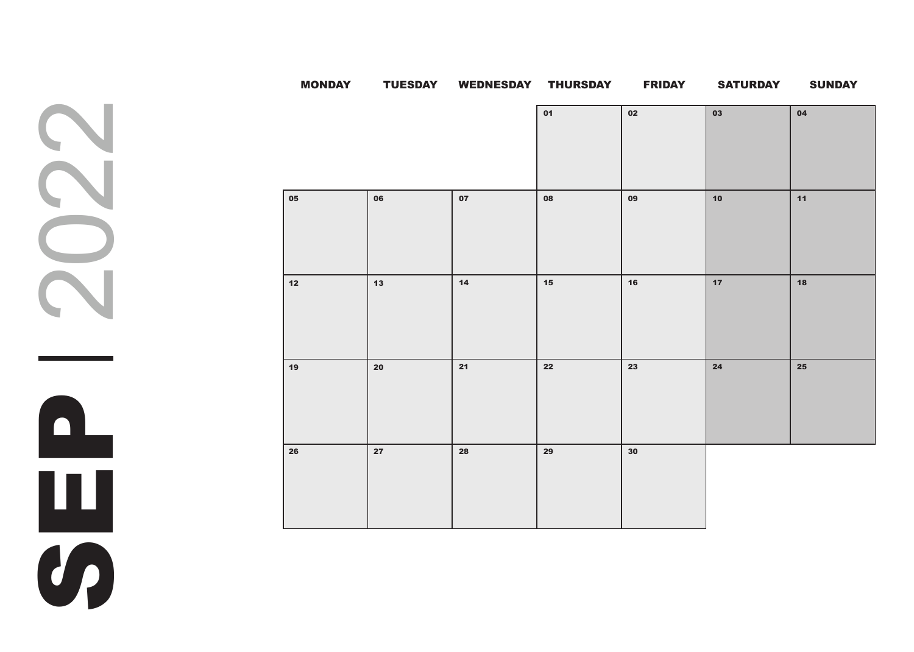# SEP | 2022

| MONDAY | TUESDAY | WEDNESDAY | THURSDAY | FRIDAY | SATURDAY | SUNDAY |
|---|---|---|---|---|---|---|
| | | | 01 | 02 | 03 | 04 |
| 05 | 06 | 07 | 08 | 09 | 10 | 11 |
| 12 | 13 | 14 | 15 | 16 | 17 | 18 |
| 19 | 20 | 21 | 22 | 23 | 24 | 25 |
| 26 | 27 | 28 | 29 | 30 | | |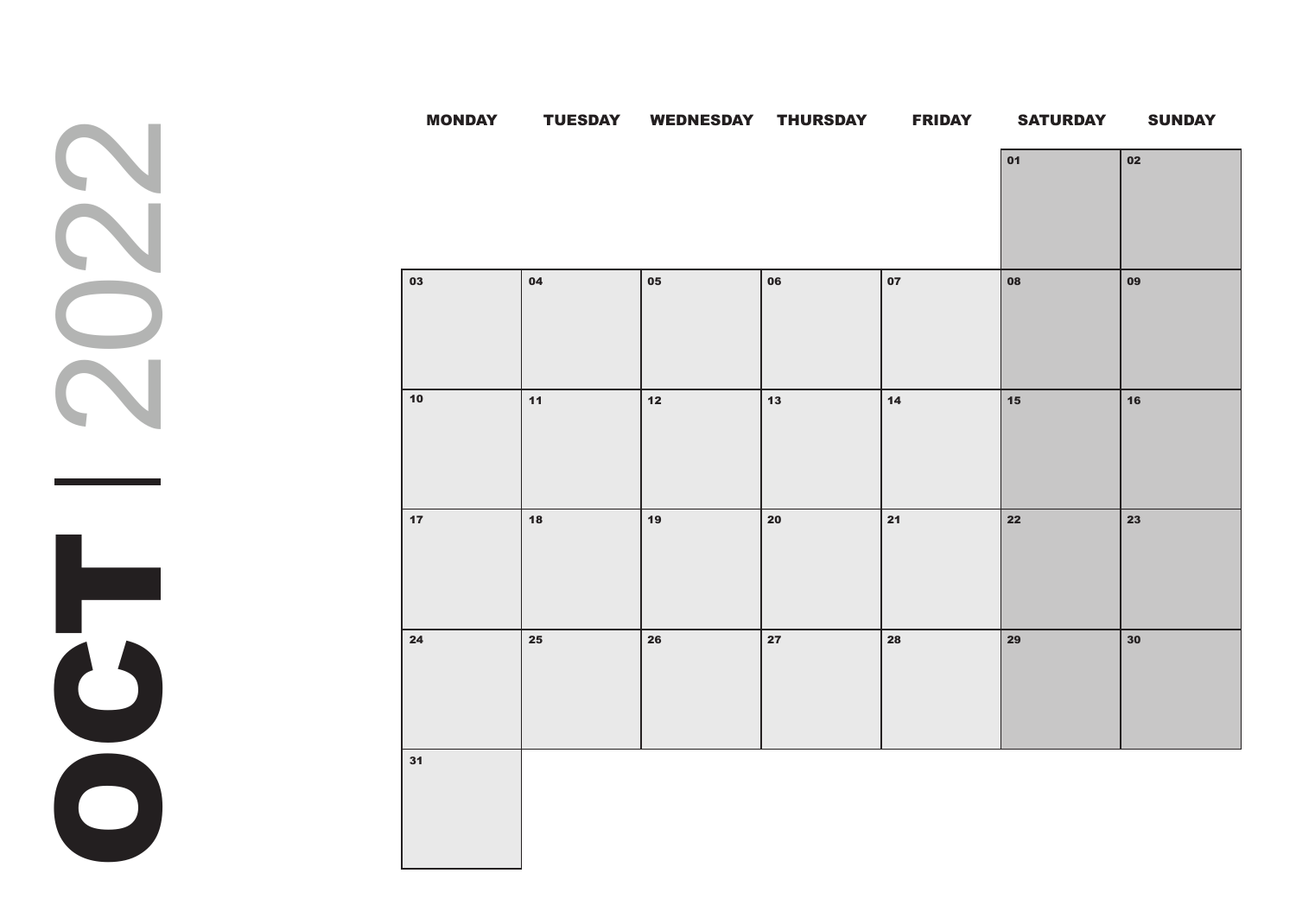# OCT | 2022

| MONDAY | TUESDAY | WEDNESDAY | THURSDAY | FRIDAY | SATURDAY | SUNDAY |
|---|---|---|---|---|---|---|
| | | | | | 01 | 02 |
| 03 | 04 | 05 | 06 | 07 | 08 | 09 |
| 10 | 11 | 12 | 13 | 14 | 15 | 16 |
| 17 | 18 | 19 | 20 | 21 | 22 | 23 |
| 24 | 25 | 26 | 27 | 28 | 29 | 30 |
| 31 | | | | | | |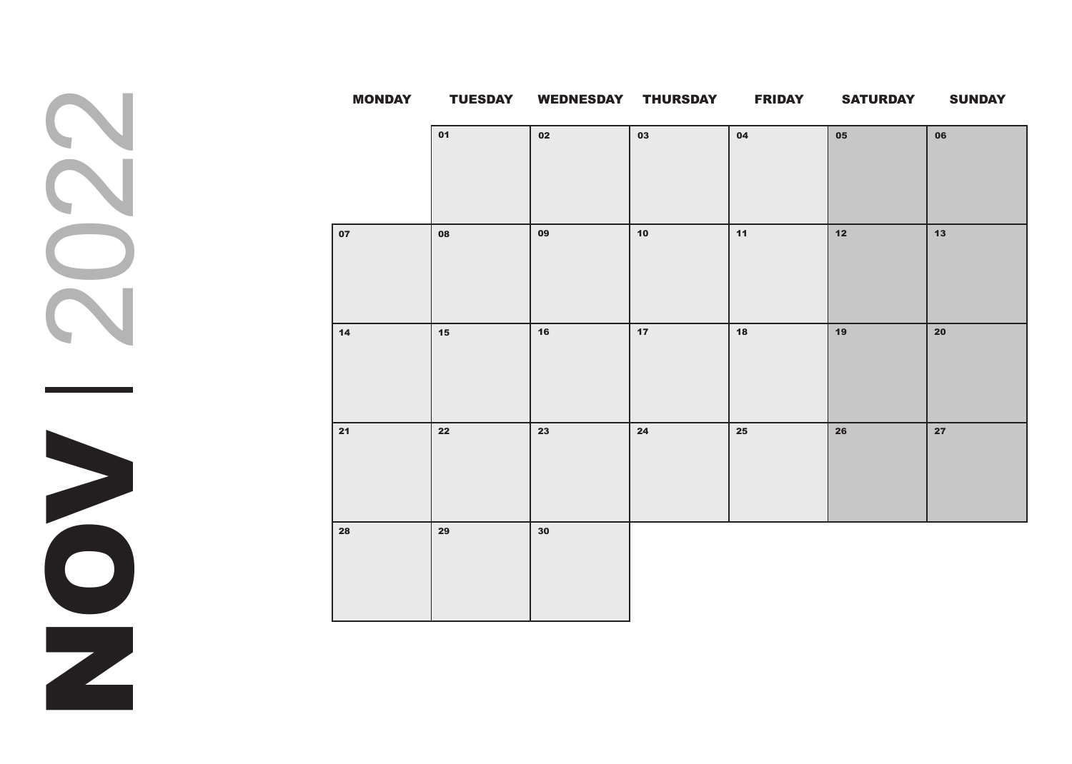# NOV | 2022

| MONDAY | TUESDAY | WEDNESDAY | THURSDAY | FRIDAY | SATURDAY | SUNDAY |
| --- | --- | --- | --- | --- | --- | --- |
| | 01 | 02 | 03 | 04 | 05 | 06 |
| 07 | 08 | 09 | 10 | 11 | 12 | 13 |
| 14 | 15 | 16 | 17 | 18 | 19 | 20 |
| 21 | 22 | 23 | 24 | 25 | 26 | 27 |
| 28 | 29 | 30 | | | | |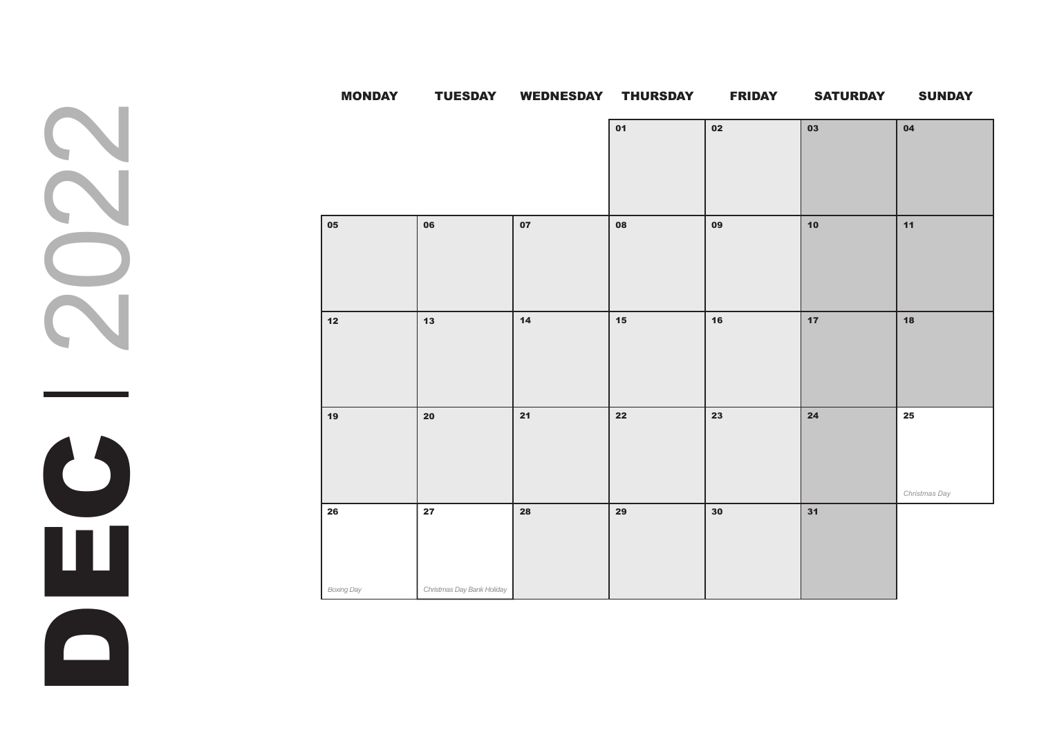# DEC | 2022

| MONDAY | TUESDAY | WEDNESDAY | THURSDAY | FRIDAY | SATURDAY | SUNDAY |
|---|---|---|---|---|---|---|
| | | | 01 | 02 | 03 | 04 |
| 05 | 06 | 07 | 08 | 09 | 10 | 11 |
| 12 | 13 | 14 | 15 | 16 | 17 | 18 |
| 19 | 20 | 21 | 22 | 23 | 24 | 25 *Christmas Day* |
| 26 *Boxing Day* | 27 *Christmas Day Bank Holiday* | 28 | 29 | 30 | 31 | |